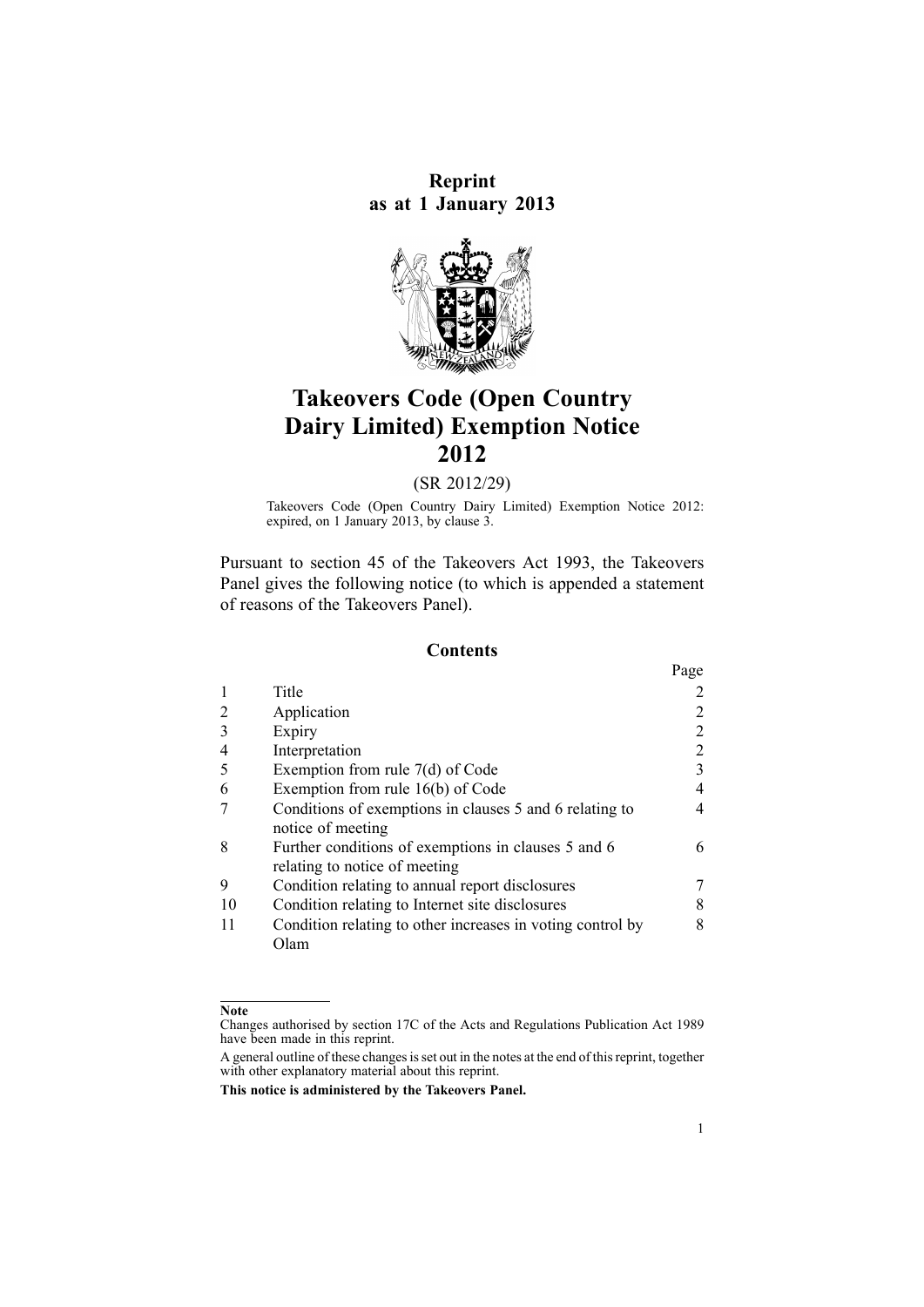**Reprint**
**as at 1 January 2013**

# Takeovers Code (Open Country Dairy Limited) Exemption Notice 2012

(SR 2012/29)

Takeovers Code (Open Country Dairy Limited) Exemption Notice 2012: expired, on 1 January 2013, by clause 3.

Pursuant to section 45 of the Takeovers Act 1993, the Takeovers Panel gives the following notice (to which is appended a statement of reasons of the Takeovers Panel).

## Contents

| | | Page |
|---|---|---|
| 1 | Title | 2 |
| 2 | Application | 2 |
| 3 | Expiry | 2 |
| 4 | Interpretation | 2 |
| 5 | Exemption from rule 7(d) of Code | 3 |
| 6 | Exemption from rule 16(b) of Code | 4 |
| 7 | Conditions of exemptions in clauses 5 and 6 relating to notice of meeting | 4 |
| 8 | Further conditions of exemptions in clauses 5 and 6 relating to notice of meeting | 6 |
| 9 | Condition relating to annual report disclosures | 7 |
| 10 | Condition relating to Internet site disclosures | 8 |
| 11 | Condition relating to other increases in voting control by Olam | 8 |

**Note**

Changes authorised by section 17C of the Acts and Regulations Publication Act 1989 have been made in this reprint.

A general outline of these changes is set out in the notes at the end of this reprint, together with other explanatory material about this reprint.

**This notice is administered by the Takeovers Panel.**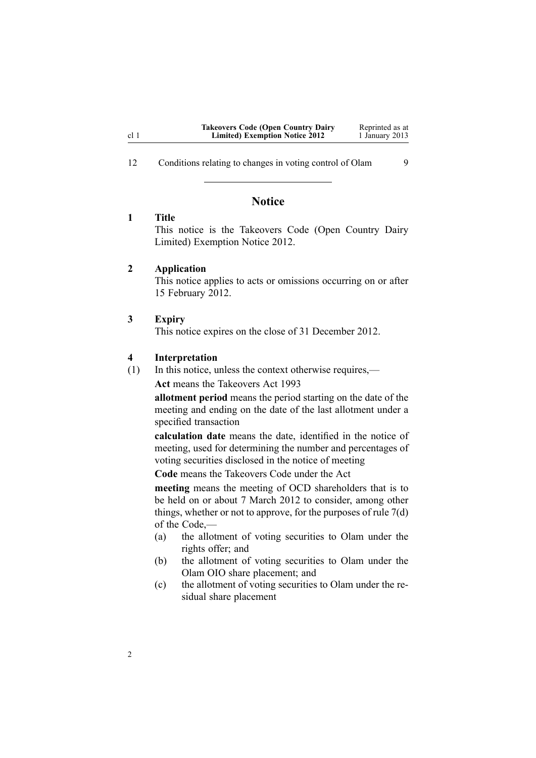12 Conditions relating to changes in voting control of Olam 9

## Notice

### 1 Title

This notice is the Takeovers Code (Open Country Dairy Limited) Exemption Notice 2012.

### 2 Application

This notice applies to acts or omissions occurring on or after 15 February 2012.

### 3 Expiry

This notice expires on the close of 31 December 2012.

### 4 Interpretation

(1) In this notice, unless the context otherwise requires,—

**Act** means the Takeovers Act 1993

**allotment period** means the period starting on the date of the meeting and ending on the date of the last allotment under a specified transaction

**calculation date** means the date, identified in the notice of meeting, used for determining the number and percentages of voting securities disclosed in the notice of meeting

**Code** means the Takeovers Code under the Act

**meeting** means the meeting of OCD shareholders that is to be held on or about 7 March 2012 to consider, among other things, whether or not to approve, for the purposes of rule 7(d) of the Code,—

- (a) the allotment of voting securities to Olam under the rights offer; and
- (b) the allotment of voting securities to Olam under the Olam OIO share placement; and
- (c) the allotment of voting securities to Olam under the residual share placement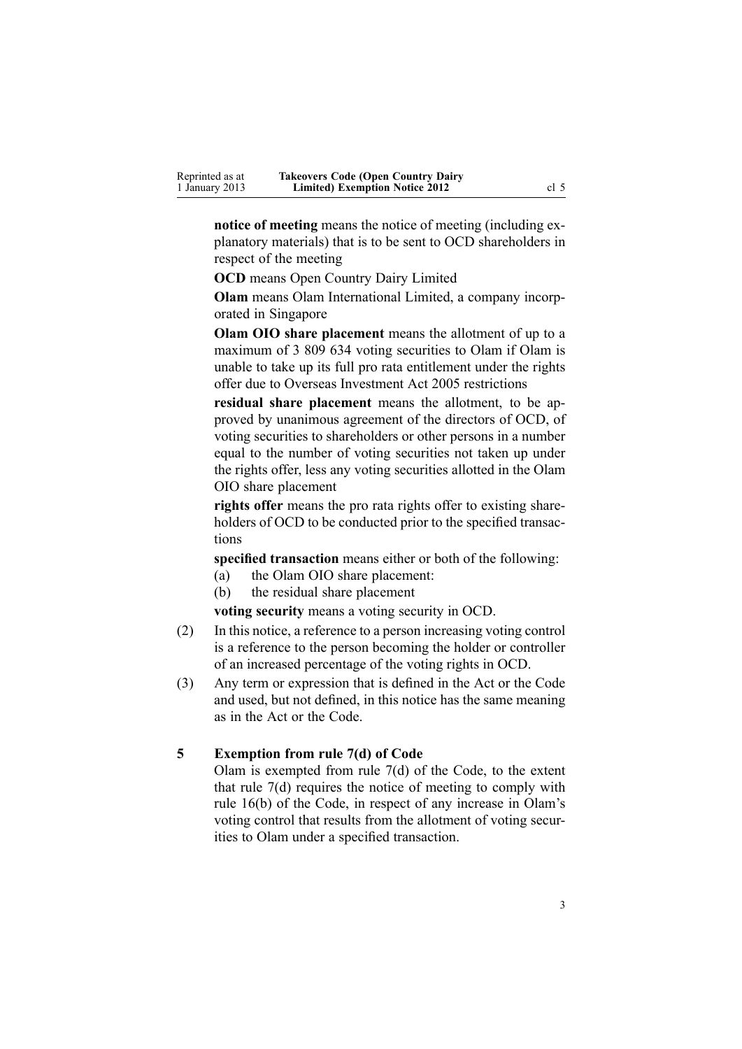**notice of meeting** means the notice of meeting (including explanatory materials) that is to be sent to OCD shareholders in respect of the meeting

**OCD** means Open Country Dairy Limited

**Olam** means Olam International Limited, a company incorporated in Singapore

**Olam OIO share placement** means the allotment of up to a maximum of 3 809 634 voting securities to Olam if Olam is unable to take up its full pro rata entitlement under the rights offer due to Overseas Investment Act 2005 restrictions

**residual share placement** means the allotment, to be approved by unanimous agreement of the directors of OCD, of voting securities to shareholders or other persons in a number equal to the number of voting securities not taken up under the rights offer, less any voting securities allotted in the Olam OIO share placement

**rights offer** means the pro rata rights offer to existing shareholders of OCD to be conducted prior to the specified transactions

**specified transaction** means either or both of the following:

(a) the Olam OIO share placement:

(b) the residual share placement

**voting security** means a voting security in OCD.

(2) In this notice, a reference to a person increasing voting control is a reference to the person becoming the holder or controller of an increased percentage of the voting rights in OCD.

(3) Any term or expression that is defined in the Act or the Code and used, but not defined, in this notice has the same meaning as in the Act or the Code.

## 5 Exemption from rule 7(d) of Code

Olam is exempted from rule 7(d) of the Code, to the extent that rule 7(d) requires the notice of meeting to comply with rule 16(b) of the Code, in respect of any increase in Olam's voting control that results from the allotment of voting securities to Olam under a specified transaction.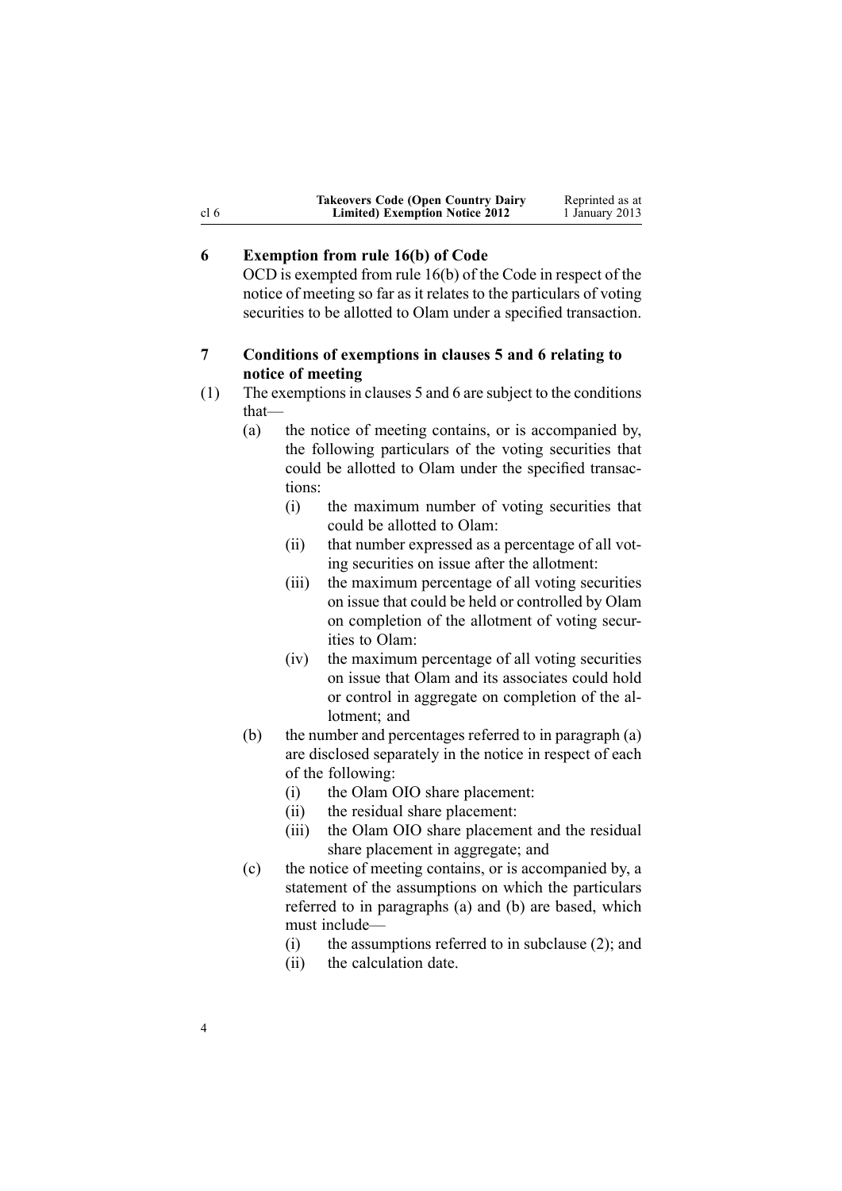## 6 Exemption from rule 16(b) of Code

OCD is exempted from rule 16(b) of the Code in respect of the notice of meeting so far as it relates to the particulars of voting securities to be allotted to Olam under a specified transaction.

## 7 Conditions of exemptions in clauses 5 and 6 relating to notice of meeting

(1) The exemptions in clauses 5 and 6 are subject to the conditions that—

- (a) the notice of meeting contains, or is accompanied by, the following particulars of the voting securities that could be allotted to Olam under the specified transactions:
  - (i) the maximum number of voting securities that could be allotted to Olam:
  - (ii) that number expressed as a percentage of all voting securities on issue after the allotment:
  - (iii) the maximum percentage of all voting securities on issue that could be held or controlled by Olam on completion of the allotment of voting securities to Olam:
  - (iv) the maximum percentage of all voting securities on issue that Olam and its associates could hold or control in aggregate on completion of the allotment; and
- (b) the number and percentages referred to in paragraph (a) are disclosed separately in the notice in respect of each of the following:
  - (i) the Olam OIO share placement:
  - (ii) the residual share placement:
  - (iii) the Olam OIO share placement and the residual share placement in aggregate; and
- (c) the notice of meeting contains, or is accompanied by, a statement of the assumptions on which the particulars referred to in paragraphs (a) and (b) are based, which must include—
  - (i) the assumptions referred to in subclause (2); and
  - (ii) the calculation date.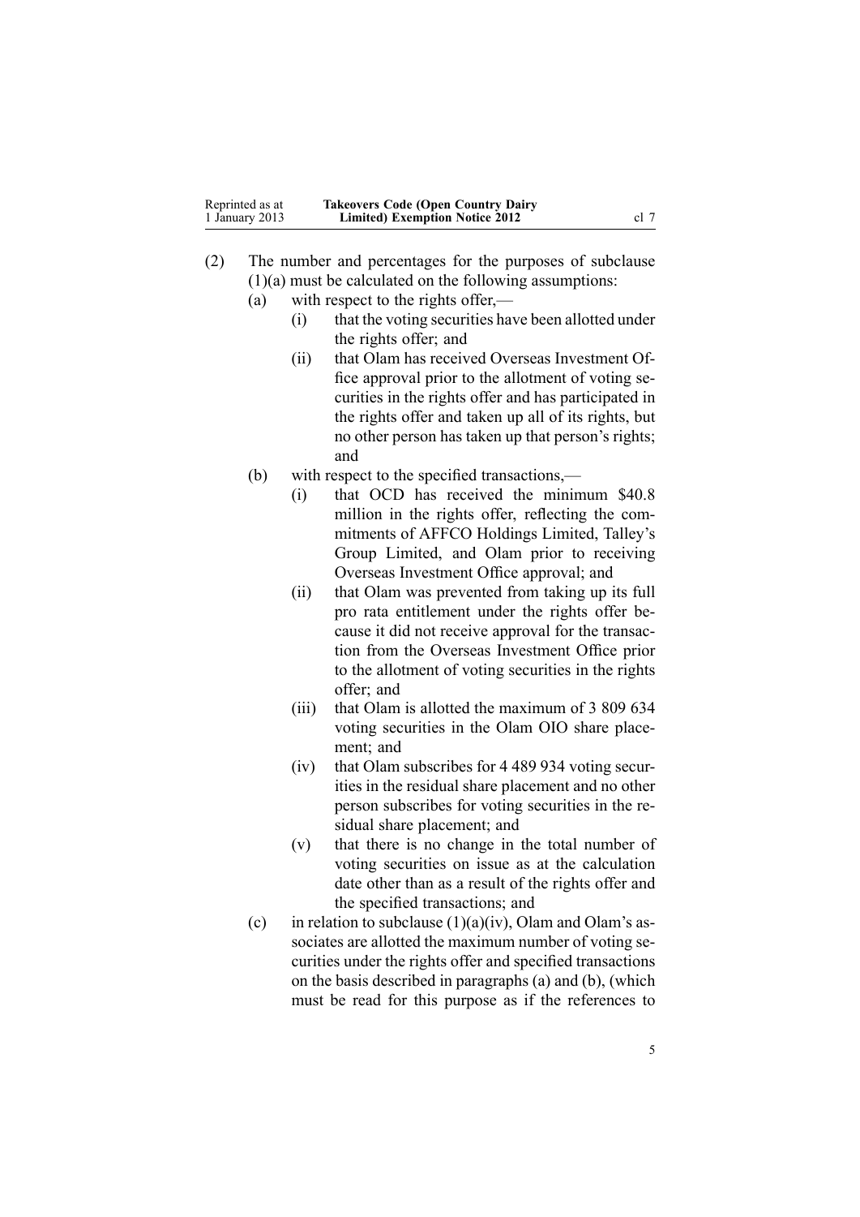(2) The number and percentages for the purposes of subclause (1)(a) must be calculated on the following assumptions:

  (a) with respect to the rights offer,—

    (i) that the voting securities have been allotted under the rights offer; and

    (ii) that Olam has received Overseas Investment Office approval prior to the allotment of voting securities in the rights offer and has participated in the rights offer and taken up all of its rights, but no other person has taken up that person's rights; and

  (b) with respect to the specified transactions,—

    (i) that OCD has received the minimum $40.8 million in the rights offer, reflecting the commitments of AFFCO Holdings Limited, Talley's Group Limited, and Olam prior to receiving Overseas Investment Office approval; and

    (ii) that Olam was prevented from taking up its full pro rata entitlement under the rights offer because it did not receive approval for the transaction from the Overseas Investment Office prior to the allotment of voting securities in the rights offer; and

    (iii) that Olam is allotted the maximum of 3 809 634 voting securities in the Olam OIO share placement; and

    (iv) that Olam subscribes for 4 489 934 voting securities in the residual share placement and no other person subscribes for voting securities in the residual share placement; and

    (v) that there is no change in the total number of voting securities on issue as at the calculation date other than as a result of the rights offer and the specified transactions; and

  (c) in relation to subclause (1)(a)(iv), Olam and Olam's associates are allotted the maximum number of voting securities under the rights offer and specified transactions on the basis described in paragraphs (a) and (b), (which must be read for this purpose as if the references to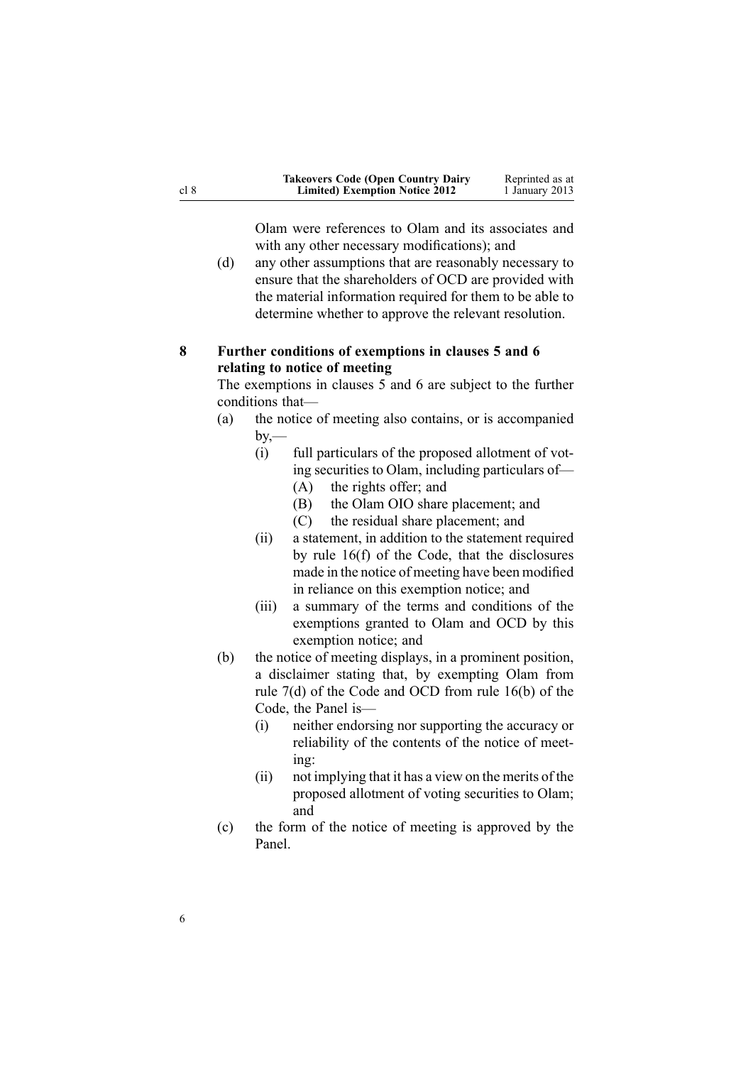Olam were references to Olam and its associates and with any other necessary modifications); and

(d) any other assumptions that are reasonably necessary to ensure that the shareholders of OCD are provided with the material information required for them to be able to determine whether to approve the relevant resolution.

## 8 Further conditions of exemptions in clauses 5 and 6 relating to notice of meeting

The exemptions in clauses 5 and 6 are subject to the further conditions that—

(a) the notice of meeting also contains, or is accompanied by,—

  (i) full particulars of the proposed allotment of voting securities to Olam, including particulars of—

    (A) the rights offer; and

    (B) the Olam OIO share placement; and

    (C) the residual share placement; and

  (ii) a statement, in addition to the statement required by rule 16(f) of the Code, that the disclosures made in the notice of meeting have been modified in reliance on this exemption notice; and

  (iii) a summary of the terms and conditions of the exemptions granted to Olam and OCD by this exemption notice; and

(b) the notice of meeting displays, in a prominent position, a disclaimer stating that, by exempting Olam from rule 7(d) of the Code and OCD from rule 16(b) of the Code, the Panel is—

  (i) neither endorsing nor supporting the accuracy or reliability of the contents of the notice of meeting:

  (ii) not implying that it has a view on the merits of the proposed allotment of voting securities to Olam; and

(c) the form of the notice of meeting is approved by the Panel.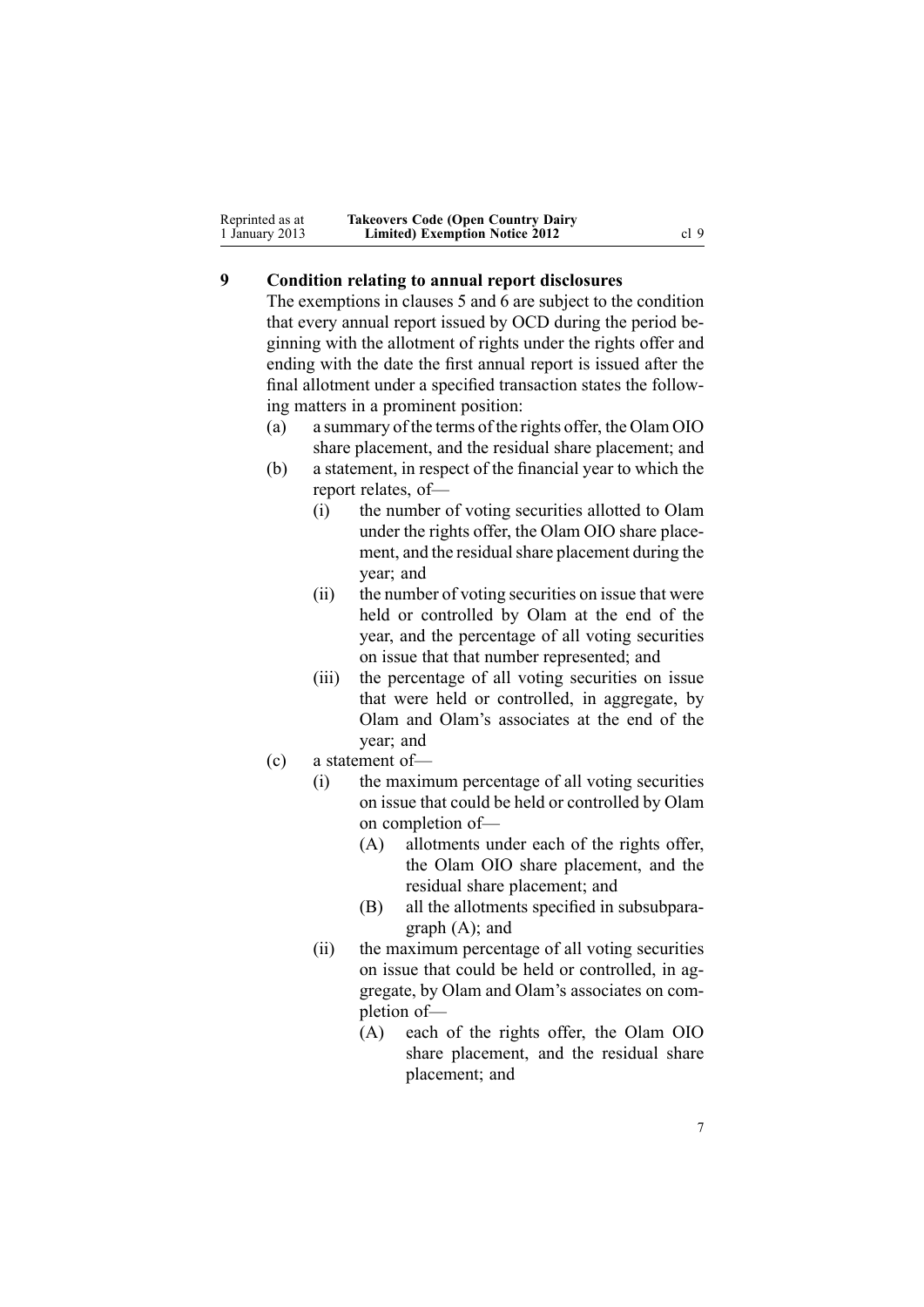## 9 Condition relating to annual report disclosures

The exemptions in clauses 5 and 6 are subject to the condition that every annual report issued by OCD during the period beginning with the allotment of rights under the rights offer and ending with the date the first annual report is issued after the final allotment under a specified transaction states the following matters in a prominent position:

- (a) a summary of the terms of the rights offer, the Olam OIO share placement, and the residual share placement; and
- (b) a statement, in respect of the financial year to which the report relates, of—
  - (i) the number of voting securities allotted to Olam under the rights offer, the Olam OIO share placement, and the residual share placement during the year; and
  - (ii) the number of voting securities on issue that were held or controlled by Olam at the end of the year, and the percentage of all voting securities on issue that that number represented; and
  - (iii) the percentage of all voting securities on issue that were held or controlled, in aggregate, by Olam and Olam's associates at the end of the year; and
- (c) a statement of—
  - (i) the maximum percentage of all voting securities on issue that could be held or controlled by Olam on completion of—
    - (A) allotments under each of the rights offer, the Olam OIO share placement, and the residual share placement; and
    - (B) all the allotments specified in subsubparagraph (A); and
  - (ii) the maximum percentage of all voting securities on issue that could be held or controlled, in aggregate, by Olam and Olam's associates on completion of—
    - (A) each of the rights offer, the Olam OIO share placement, and the residual share placement; and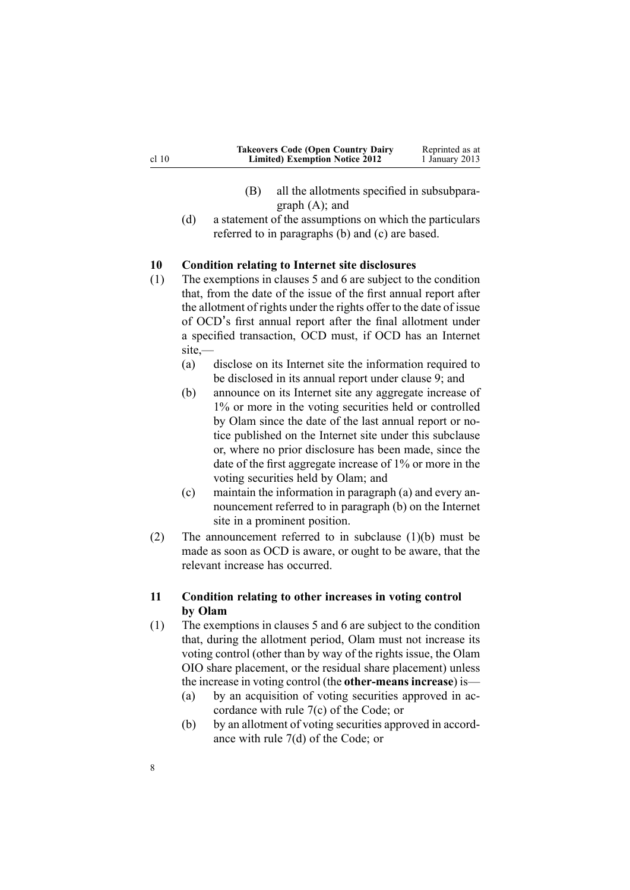(B) all the allotments specified in subsubparagraph (A); and

(d) a statement of the assumptions on which the particulars referred to in paragraphs (b) and (c) are based.

**10 Condition relating to Internet site disclosures**

(1) The exemptions in clauses 5 and 6 are subject to the condition that, from the date of the issue of the first annual report after the allotment of rights under the rights offer to the date of issue of OCD's first annual report after the final allotment under a specified transaction, OCD must, if OCD has an Internet site,—

(a) disclose on its Internet site the information required to be disclosed in its annual report under clause 9; and

(b) announce on its Internet site any aggregate increase of 1% or more in the voting securities held or controlled by Olam since the date of the last annual report or notice published on the Internet site under this subclause or, where no prior disclosure has been made, since the date of the first aggregate increase of 1% or more in the voting securities held by Olam; and

(c) maintain the information in paragraph (a) and every announcement referred to in paragraph (b) on the Internet site in a prominent position.

(2) The announcement referred to in subclause (1)(b) must be made as soon as OCD is aware, or ought to be aware, that the relevant increase has occurred.

**11 Condition relating to other increases in voting control by Olam**

(1) The exemptions in clauses 5 and 6 are subject to the condition that, during the allotment period, Olam must not increase its voting control (other than by way of the rights issue, the Olam OIO share placement, or the residual share placement) unless the increase in voting control (the **other-means increase**) is—

(a) by an acquisition of voting securities approved in accordance with rule 7(c) of the Code; or

(b) by an allotment of voting securities approved in accordance with rule 7(d) of the Code; or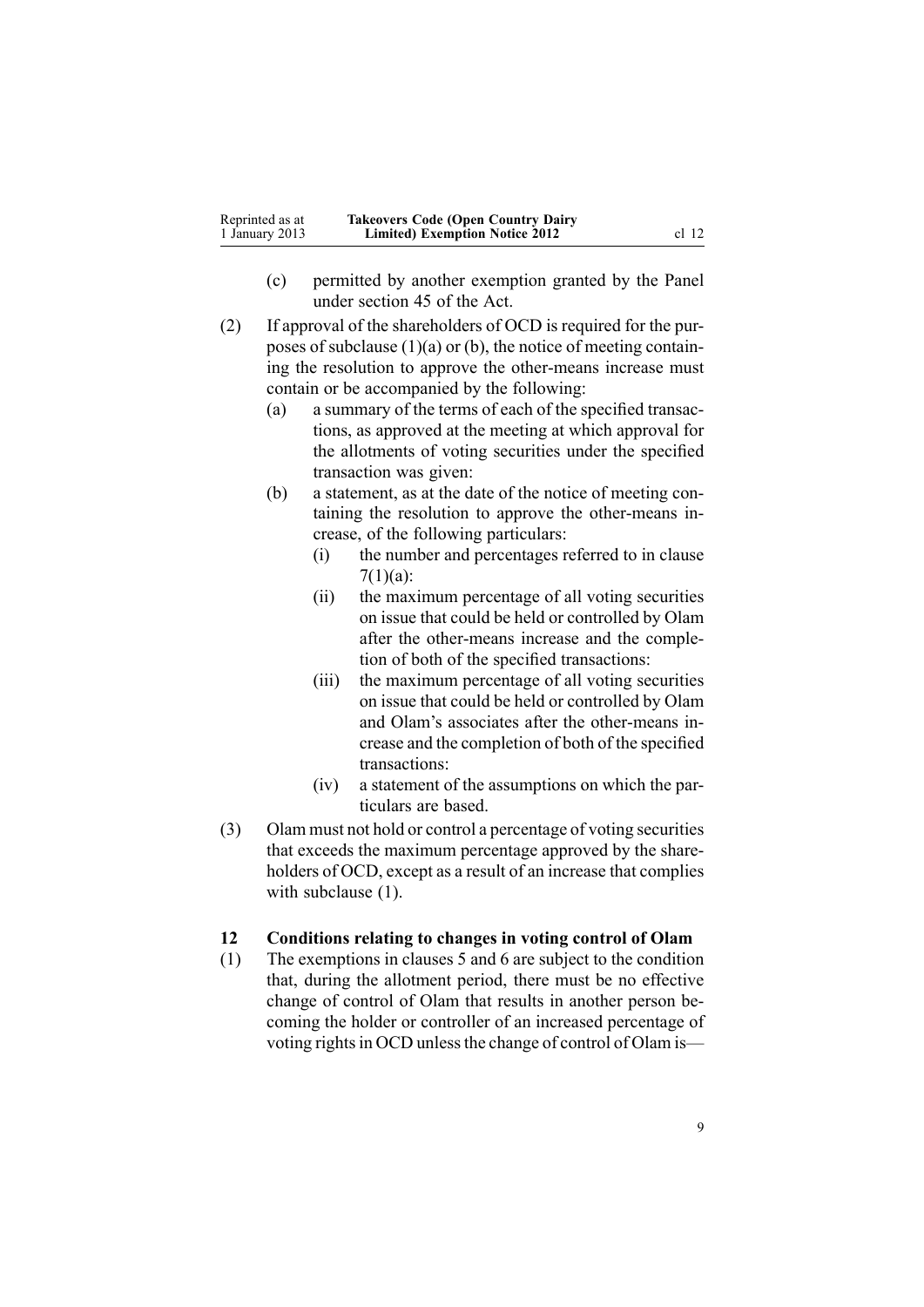(c) permitted by another exemption granted by the Panel under section 45 of the Act.

(2) If approval of the shareholders of OCD is required for the purposes of subclause (1)(a) or (b), the notice of meeting containing the resolution to approve the other-means increase must contain or be accompanied by the following:

(a) a summary of the terms of each of the specified transactions, as approved at the meeting at which approval for the allotments of voting securities under the specified transaction was given:

(b) a statement, as at the date of the notice of meeting containing the resolution to approve the other-means increase, of the following particulars:

(i) the number and percentages referred to in clause 7(1)(a):

(ii) the maximum percentage of all voting securities on issue that could be held or controlled by Olam after the other-means increase and the completion of both of the specified transactions:

(iii) the maximum percentage of all voting securities on issue that could be held or controlled by Olam and Olam's associates after the other-means increase and the completion of both of the specified transactions:

(iv) a statement of the assumptions on which the particulars are based.

(3) Olam must not hold or control a percentage of voting securities that exceeds the maximum percentage approved by the shareholders of OCD, except as a result of an increase that complies with subclause (1).

## 12 Conditions relating to changes in voting control of Olam

(1) The exemptions in clauses 5 and 6 are subject to the condition that, during the allotment period, there must be no effective change of control of Olam that results in another person becoming the holder or controller of an increased percentage of voting rights in OCD unless the change of control of Olam is—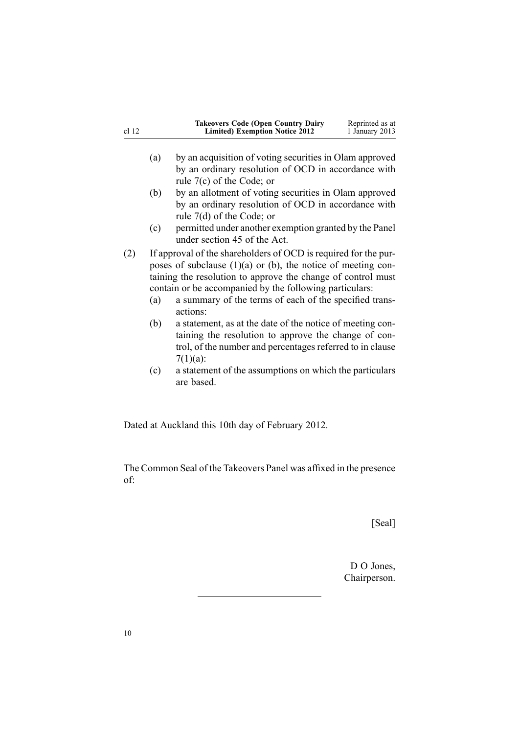(a) by an acquisition of voting securities in Olam approved by an ordinary resolution of OCD in accordance with rule 7(c) of the Code; or

(b) by an allotment of voting securities in Olam approved by an ordinary resolution of OCD in accordance with rule 7(d) of the Code; or

(c) permitted under another exemption granted by the Panel under section 45 of the Act.

(2) If approval of the shareholders of OCD is required for the purposes of subclause (1)(a) or (b), the notice of meeting containing the resolution to approve the change of control must contain or be accompanied by the following particulars:

(a) a summary of the terms of each of the specified transactions:

(b) a statement, as at the date of the notice of meeting containing the resolution to approve the change of control, of the number and percentages referred to in clause 7(1)(a):

(c) a statement of the assumptions on which the particulars are based.

Dated at Auckland this 10th day of February 2012.

The Common Seal of the Takeovers Panel was affixed in the presence of:

[Seal]

D O Jones,
Chairperson.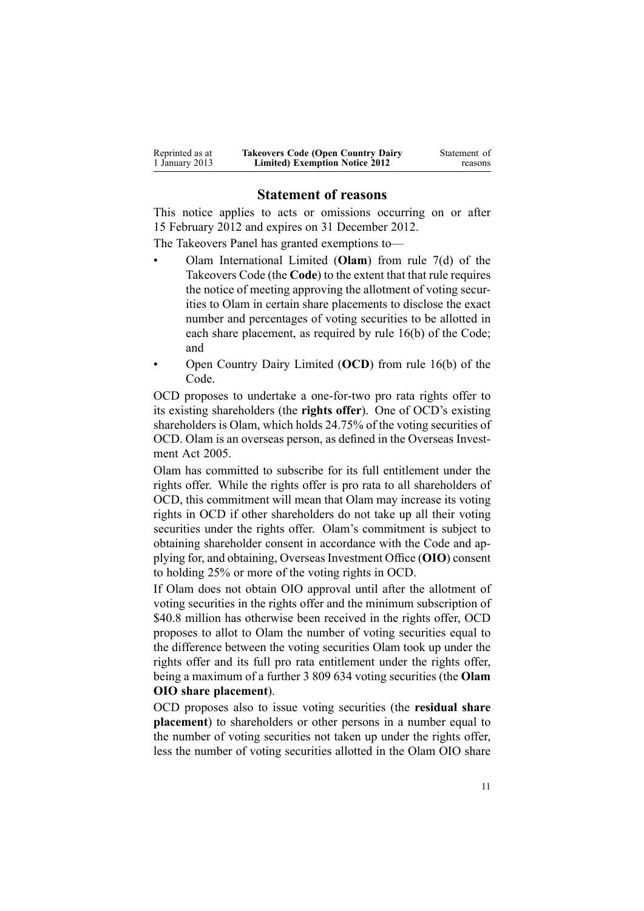## Statement of reasons

This notice applies to acts or omissions occurring on or after 15 February 2012 and expires on 31 December 2012.

The Takeovers Panel has granted exemptions to—

- Olam International Limited (**Olam**) from rule 7(d) of the Takeovers Code (the **Code**) to the extent that that rule requires the notice of meeting approving the allotment of voting securities to Olam in certain share placements to disclose the exact number and percentages of voting securities to be allotted in each share placement, as required by rule 16(b) of the Code; and
- Open Country Dairy Limited (**OCD**) from rule 16(b) of the Code.

OCD proposes to undertake a one-for-two pro rata rights offer to its existing shareholders (the **rights offer**). One of OCD's existing shareholders is Olam, which holds 24.75% of the voting securities of OCD. Olam is an overseas person, as defined in the Overseas Investment Act 2005.

Olam has committed to subscribe for its full entitlement under the rights offer. While the rights offer is pro rata to all shareholders of OCD, this commitment will mean that Olam may increase its voting rights in OCD if other shareholders do not take up all their voting securities under the rights offer. Olam's commitment is subject to obtaining shareholder consent in accordance with the Code and applying for, and obtaining, Overseas Investment Office (**OIO**) consent to holding 25% or more of the voting rights in OCD.

If Olam does not obtain OIO approval until after the allotment of voting securities in the rights offer and the minimum subscription of $40.8 million has otherwise been received in the rights offer, OCD proposes to allot to Olam the number of voting securities equal to the difference between the voting securities Olam took up under the rights offer and its full pro rata entitlement under the rights offer, being a maximum of a further 3 809 634 voting securities (the **Olam OIO share placement**).

OCD proposes also to issue voting securities (the **residual share placement**) to shareholders or other persons in a number equal to the number of voting securities not taken up under the rights offer, less the number of voting securities allotted in the Olam OIO share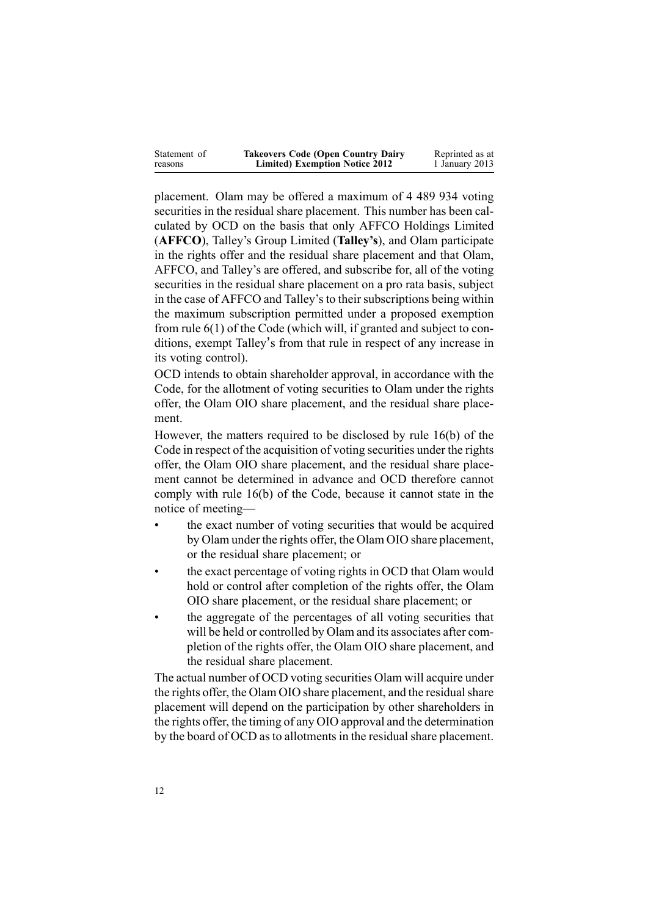placement. Olam may be offered a maximum of 4 489 934 voting securities in the residual share placement. This number has been calculated by OCD on the basis that only AFFCO Holdings Limited (**AFFCO**), Talley's Group Limited (**Talley's**), and Olam participate in the rights offer and the residual share placement and that Olam, AFFCO, and Talley's are offered, and subscribe for, all of the voting securities in the residual share placement on a pro rata basis, subject in the case of AFFCO and Talley's to their subscriptions being within the maximum subscription permitted under a proposed exemption from rule 6(1) of the Code (which will, if granted and subject to conditions, exempt Talley's from that rule in respect of any increase in its voting control).

OCD intends to obtain shareholder approval, in accordance with the Code, for the allotment of voting securities to Olam under the rights offer, the Olam OIO share placement, and the residual share placement.

However, the matters required to be disclosed by rule 16(b) of the Code in respect of the acquisition of voting securities under the rights offer, the Olam OIO share placement, and the residual share placement cannot be determined in advance and OCD therefore cannot comply with rule 16(b) of the Code, because it cannot state in the notice of meeting—

- the exact number of voting securities that would be acquired by Olam under the rights offer, the Olam OIO share placement, or the residual share placement; or
- the exact percentage of voting rights in OCD that Olam would hold or control after completion of the rights offer, the Olam OIO share placement, or the residual share placement; or
- the aggregate of the percentages of all voting securities that will be held or controlled by Olam and its associates after completion of the rights offer, the Olam OIO share placement, and the residual share placement.

The actual number of OCD voting securities Olam will acquire under the rights offer, the Olam OIO share placement, and the residual share placement will depend on the participation by other shareholders in the rights offer, the timing of any OIO approval and the determination by the board of OCD as to allotments in the residual share placement.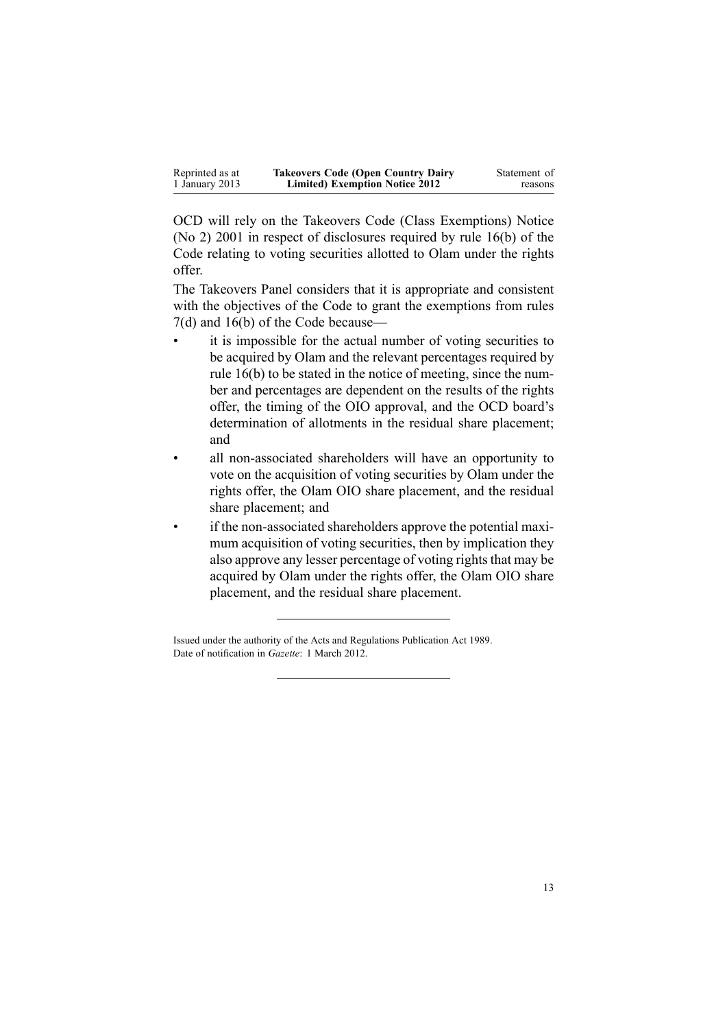OCD will rely on the Takeovers Code (Class Exemptions) Notice (No 2) 2001 in respect of disclosures required by rule 16(b) of the Code relating to voting securities allotted to Olam under the rights offer.

The Takeovers Panel considers that it is appropriate and consistent with the objectives of the Code to grant the exemptions from rules 7(d) and 16(b) of the Code because—

- it is impossible for the actual number of voting securities to be acquired by Olam and the relevant percentages required by rule 16(b) to be stated in the notice of meeting, since the number and percentages are dependent on the results of the rights offer, the timing of the OIO approval, and the OCD board's determination of allotments in the residual share placement; and
- all non-associated shareholders will have an opportunity to vote on the acquisition of voting securities by Olam under the rights offer, the Olam OIO share placement, and the residual share placement; and
- if the non-associated shareholders approve the potential maximum acquisition of voting securities, then by implication they also approve any lesser percentage of voting rights that may be acquired by Olam under the rights offer, the Olam OIO share placement, and the residual share placement.

---

Issued under the authority of the Acts and Regulations Publication Act 1989.
Date of notification in *Gazette*: 1 March 2012.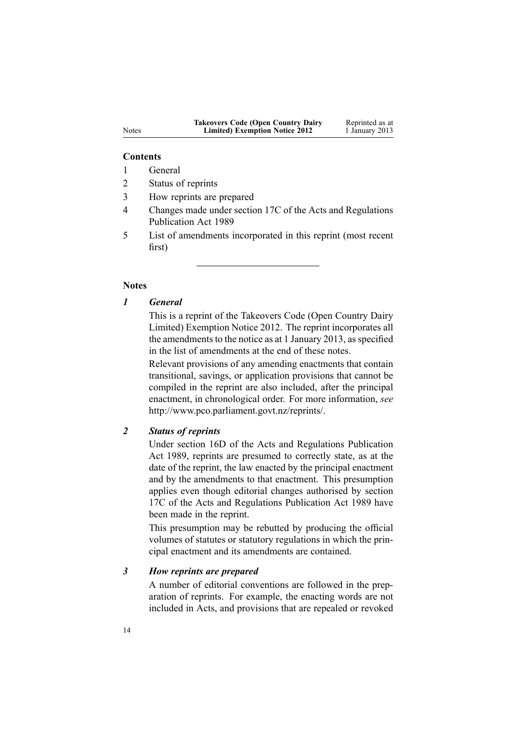**Contents**

1. General
2. Status of reprints
3. How reprints are prepared
4. Changes made under section 17C of the Acts and Regulations Publication Act 1989
5. List of amendments incorporated in this reprint (most recent first)

---

**Notes**

***1 General***

This is a reprint of the Takeovers Code (Open Country Dairy Limited) Exemption Notice 2012. The reprint incorporates all the amendments to the notice as at 1 January 2013, as specified in the list of amendments at the end of these notes.

Relevant provisions of any amending enactments that contain transitional, savings, or application provisions that cannot be compiled in the reprint are also included, after the principal enactment, in chronological order. For more information, *see* http://www.pco.parliament.govt.nz/reprints/.

***2 Status of reprints***

Under section 16D of the Acts and Regulations Publication Act 1989, reprints are presumed to correctly state, as at the date of the reprint, the law enacted by the principal enactment and by the amendments to that enactment. This presumption applies even though editorial changes authorised by section 17C of the Acts and Regulations Publication Act 1989 have been made in the reprint.

This presumption may be rebutted by producing the official volumes of statutes or statutory regulations in which the principal enactment and its amendments are contained.

***3 How reprints are prepared***

A number of editorial conventions are followed in the preparation of reprints. For example, the enacting words are not included in Acts, and provisions that are repealed or revoked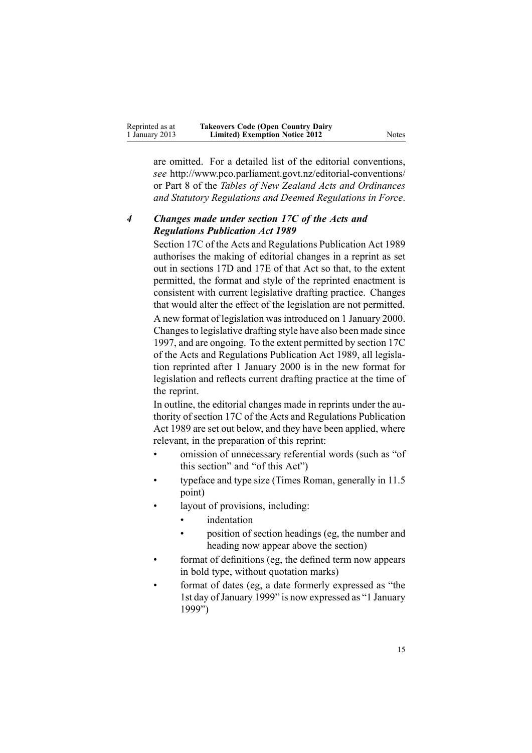are omitted. For a detailed list of the editorial conventions, *see* http://www.pco.parliament.govt.nz/editorial-conventions/ or Part 8 of the *Tables of New Zealand Acts and Ordinances and Statutory Regulations and Deemed Regulations in Force*.

### *4 Changes made under section 17C of the Acts and Regulations Publication Act 1989*

Section 17C of the Acts and Regulations Publication Act 1989 authorises the making of editorial changes in a reprint as set out in sections 17D and 17E of that Act so that, to the extent permitted, the format and style of the reprinted enactment is consistent with current legislative drafting practice. Changes that would alter the effect of the legislation are not permitted.

A new format of legislation was introduced on 1 January 2000. Changes to legislative drafting style have also been made since 1997, and are ongoing. To the extent permitted by section 17C of the Acts and Regulations Publication Act 1989, all legislation reprinted after 1 January 2000 is in the new format for legislation and reflects current drafting practice at the time of the reprint.

In outline, the editorial changes made in reprints under the authority of section 17C of the Acts and Regulations Publication Act 1989 are set out below, and they have been applied, where relevant, in the preparation of this reprint:

- omission of unnecessary referential words (such as "of this section" and "of this Act")
- typeface and type size (Times Roman, generally in 11.5 point)
- layout of provisions, including:
  - indentation
  - position of section headings (eg, the number and heading now appear above the section)
- format of definitions (eg, the defined term now appears in bold type, without quotation marks)
- format of dates (eg, a date formerly expressed as "the 1st day of January 1999" is now expressed as "1 January 1999")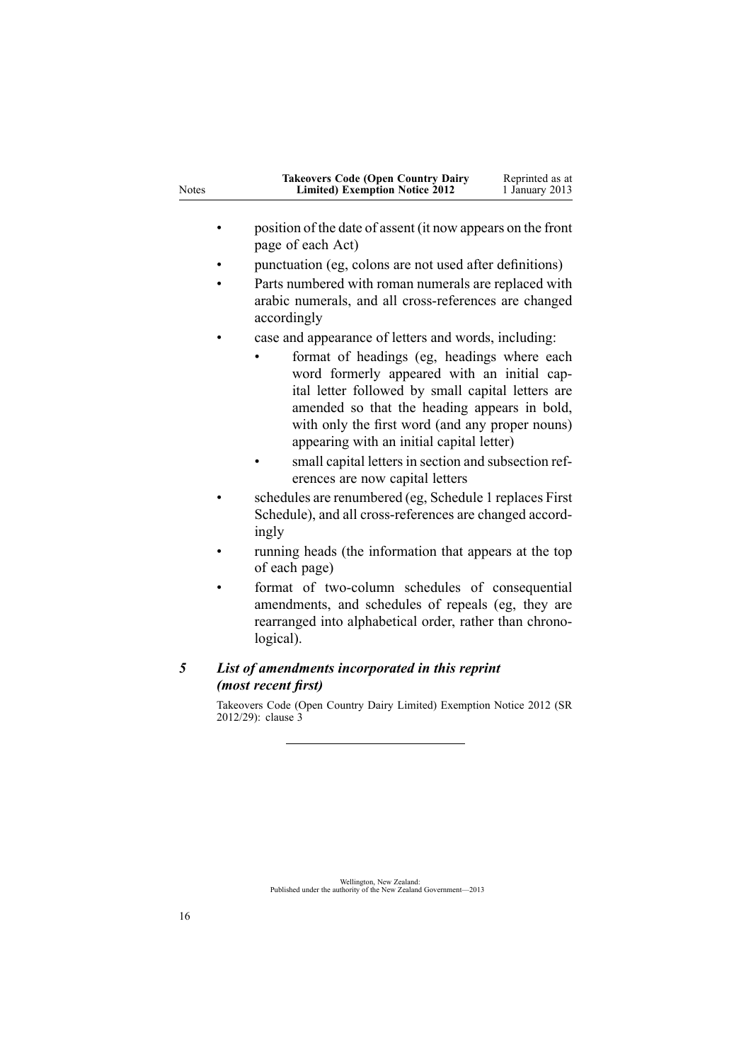- position of the date of assent (it now appears on the front page of each Act)
- punctuation (eg, colons are not used after definitions)
- Parts numbered with roman numerals are replaced with arabic numerals, and all cross-references are changed accordingly
- case and appearance of letters and words, including:
    - format of headings (eg, headings where each word formerly appeared with an initial capital letter followed by small capital letters are amended so that the heading appears in bold, with only the first word (and any proper nouns) appearing with an initial capital letter)
    - small capital letters in section and subsection references are now capital letters
- schedules are renumbered (eg, Schedule 1 replaces First Schedule), and all cross-references are changed accordingly
- running heads (the information that appears at the top of each page)
- format of two-column schedules of consequential amendments, and schedules of repeals (eg, they are rearranged into alphabetical order, rather than chronological).

### *5 List of amendments incorporated in this reprint (most recent first)*

Takeovers Code (Open Country Dairy Limited) Exemption Notice 2012 (SR 2012/29): clause 3

---

Wellington, New Zealand:
Published under the authority of the New Zealand Government—2013